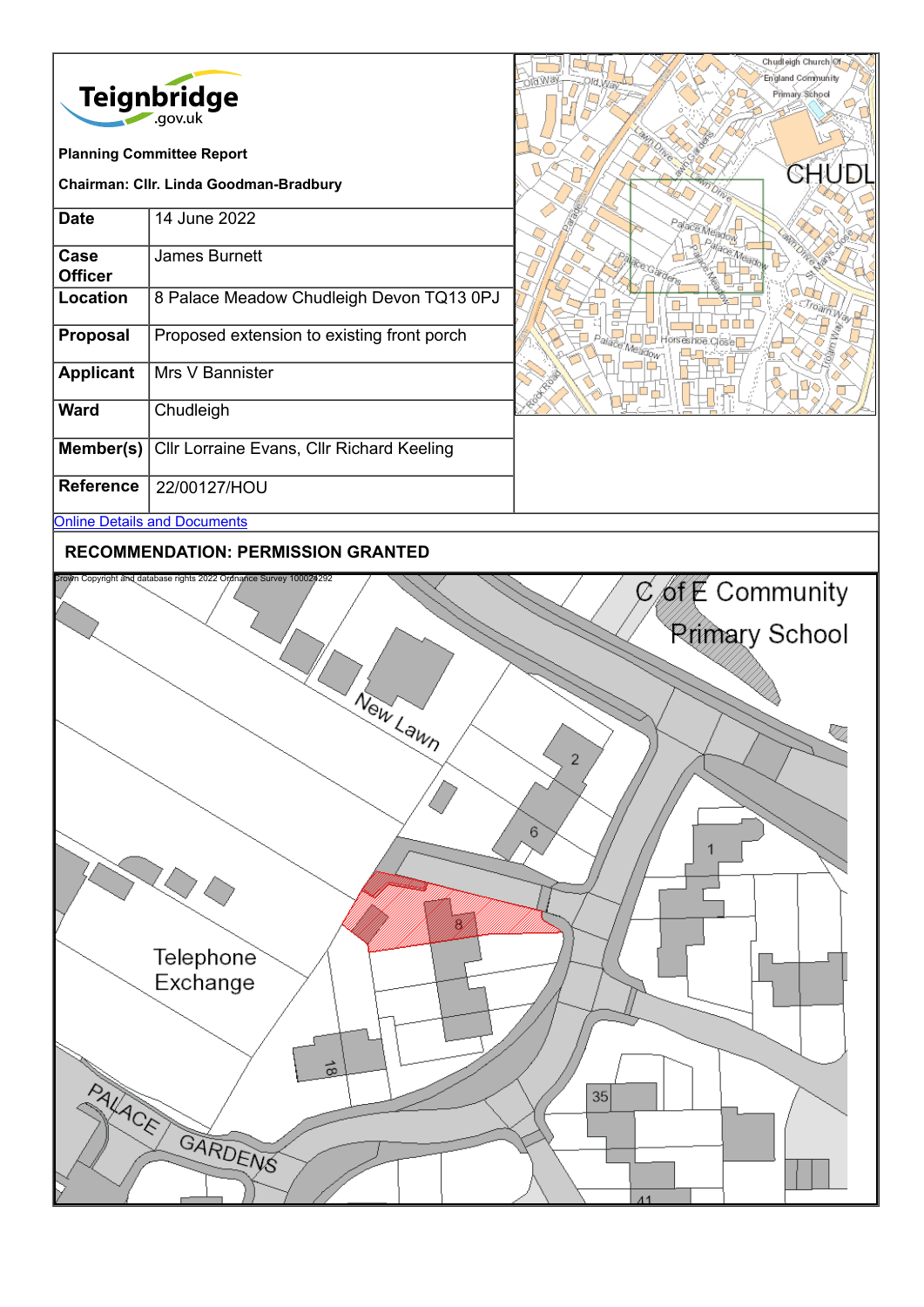Teignbridge.gov.uk

**Planning Committee Report**

**Chairman: Cllr. Linda Goodman-Bradbury**

| | |
|---|---|
| **Date** | 14 June 2022 |
| **Case Officer** | James Burnett |
| **Location** | 8 Palace Meadow Chudleigh Devon TQ13 0PJ |
| **Proposal** | Proposed extension to existing front porch |
| **Applicant** | Mrs V Bannister |
| **Ward** | Chudleigh |
| **Member(s)** | Cllr Lorraine Evans, Cllr Richard Keeling |
| **Reference** | 22/00127/HOU |

[Online Details and Documents]

**RECOMMENDATION: PERMISSION GRANTED**

Crown Copyright and database rights 2022 Ordnance Survey 100024292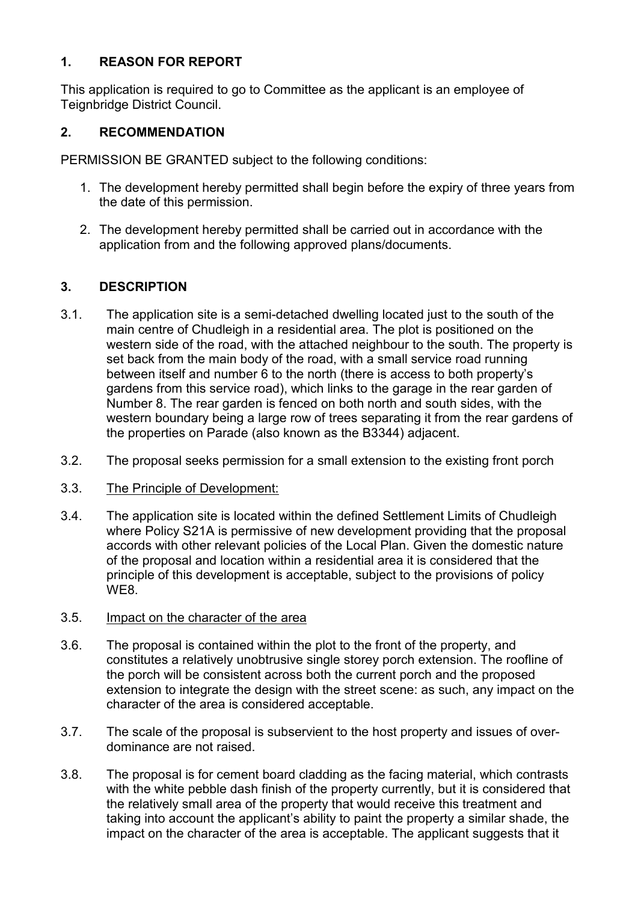## 1. REASON FOR REPORT

This application is required to go to Committee as the applicant is an employee of Teignbridge District Council.

## 2. RECOMMENDATION

PERMISSION BE GRANTED subject to the following conditions:

1. The development hereby permitted shall begin before the expiry of three years from the date of this permission.
2. The development hereby permitted shall be carried out in accordance with the application from and the following approved plans/documents.

## 3. DESCRIPTION

3.1. The application site is a semi-detached dwelling located just to the south of the main centre of Chudleigh in a residential area. The plot is positioned on the western side of the road, with the attached neighbour to the south. The property is set back from the main body of the road, with a small service road running between itself and number 6 to the north (there is access to both property's gardens from this service road), which links to the garage in the rear garden of Number 8. The rear garden is fenced on both north and south sides, with the western boundary being a large row of trees separating it from the rear gardens of the properties on Parade (also known as the B3344) adjacent.

3.2. The proposal seeks permission for a small extension to the existing front porch

3.3. The Principle of Development:

3.4. The application site is located within the defined Settlement Limits of Chudleigh where Policy S21A is permissive of new development providing that the proposal accords with other relevant policies of the Local Plan. Given the domestic nature of the proposal and location within a residential area it is considered that the principle of this development is acceptable, subject to the provisions of policy WE8.

3.5. Impact on the character of the area

3.6. The proposal is contained within the plot to the front of the property, and constitutes a relatively unobtrusive single storey porch extension. The roofline of the porch will be consistent across both the current porch and the proposed extension to integrate the design with the street scene: as such, any impact on the character of the area is considered acceptable.

3.7. The scale of the proposal is subservient to the host property and issues of over-dominance are not raised.

3.8. The proposal is for cement board cladding as the facing material, which contrasts with the white pebble dash finish of the property currently, but it is considered that the relatively small area of the property that would receive this treatment and taking into account the applicant's ability to paint the property a similar shade, the impact on the character of the area is acceptable. The applicant suggests that it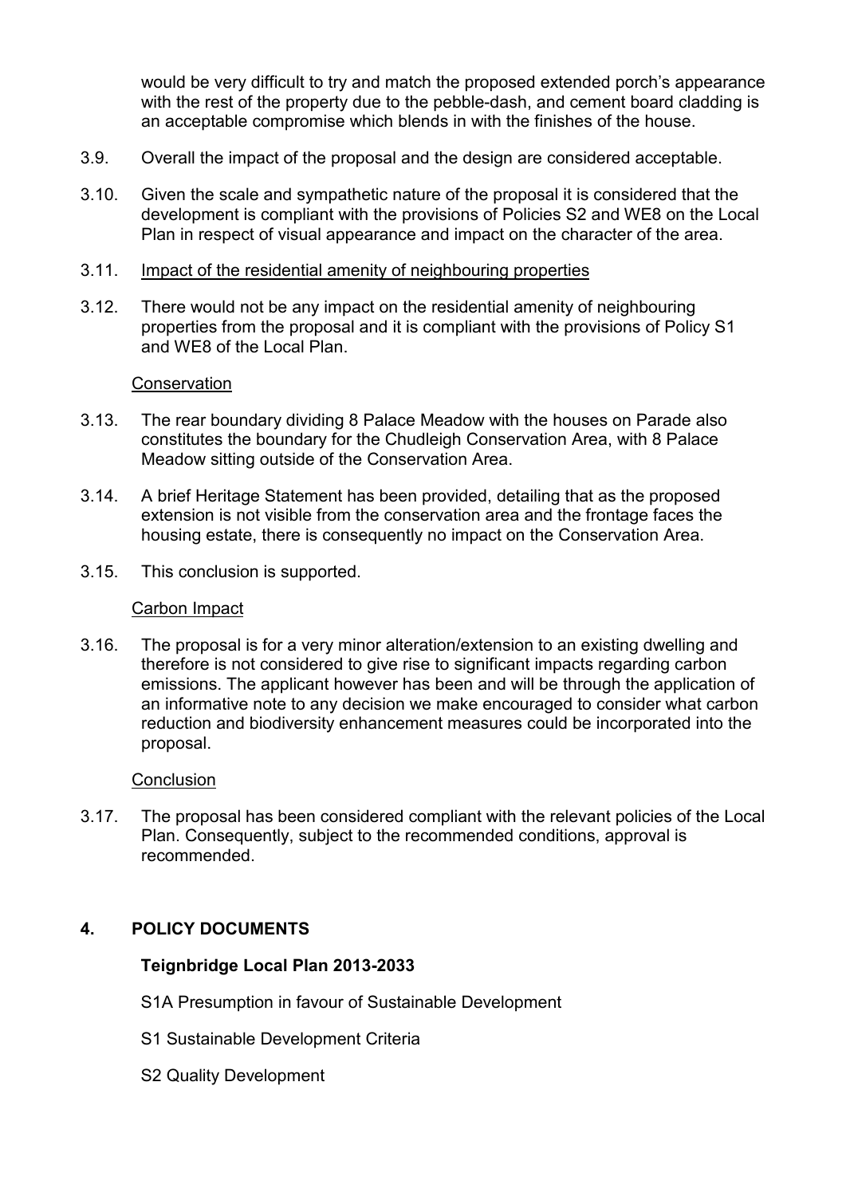would be very difficult to try and match the proposed extended porch's appearance with the rest of the property due to the pebble-dash, and cement board cladding is an acceptable compromise which blends in with the finishes of the house.

3.9. Overall the impact of the proposal and the design are considered acceptable.

3.10. Given the scale and sympathetic nature of the proposal it is considered that the development is compliant with the provisions of Policies S2 and WE8 on the Local Plan in respect of visual appearance and impact on the character of the area.

3.11. Impact of the residential amenity of neighbouring properties

3.12. There would not be any impact on the residential amenity of neighbouring properties from the proposal and it is compliant with the provisions of Policy S1 and WE8 of the Local Plan.

Conservation

3.13. The rear boundary dividing 8 Palace Meadow with the houses on Parade also constitutes the boundary for the Chudleigh Conservation Area, with 8 Palace Meadow sitting outside of the Conservation Area.

3.14. A brief Heritage Statement has been provided, detailing that as the proposed extension is not visible from the conservation area and the frontage faces the housing estate, there is consequently no impact on the Conservation Area.

3.15. This conclusion is supported.

Carbon Impact

3.16. The proposal is for a very minor alteration/extension to an existing dwelling and therefore is not considered to give rise to significant impacts regarding carbon emissions. The applicant however has been and will be through the application of an informative note to any decision we make encouraged to consider what carbon reduction and biodiversity enhancement measures could be incorporated into the proposal.

Conclusion

3.17. The proposal has been considered compliant with the relevant policies of the Local Plan. Consequently, subject to the recommended conditions, approval is recommended.

## 4. POLICY DOCUMENTS

**Teignbridge Local Plan 2013-2033**

S1A Presumption in favour of Sustainable Development

S1 Sustainable Development Criteria

S2 Quality Development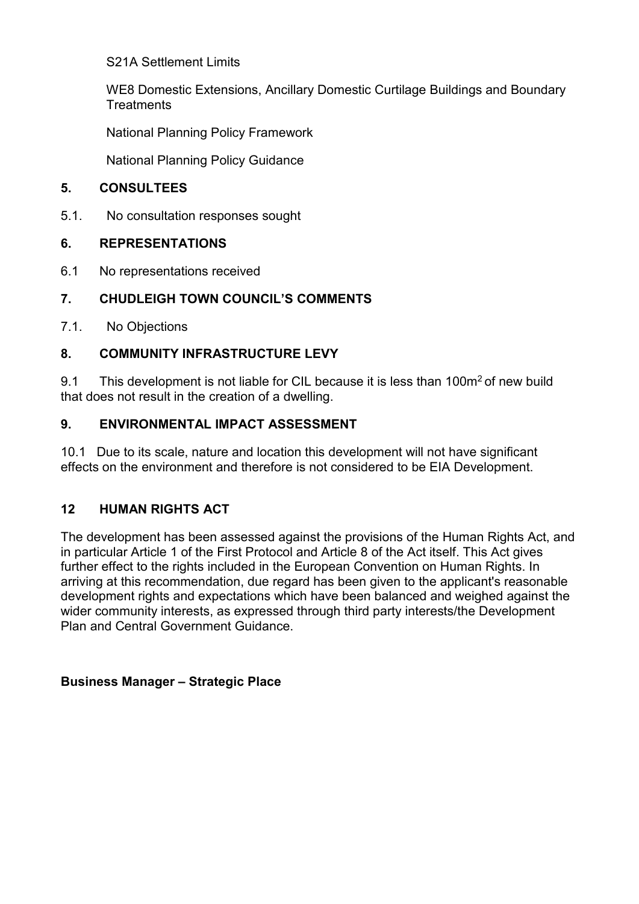S21A Settlement Limits

WE8 Domestic Extensions, Ancillary Domestic Curtilage Buildings and Boundary Treatments

National Planning Policy Framework

National Planning Policy Guidance

## 5. CONSULTEES

5.1. No consultation responses sought

## 6. REPRESENTATIONS

6.1 No representations received

## 7. CHUDLEIGH TOWN COUNCIL'S COMMENTS

7.1. No Objections

## 8. COMMUNITY INFRASTRUCTURE LEVY

9.1 This development is not liable for CIL because it is less than 100m$^2$ of new build that does not result in the creation of a dwelling.

## 9. ENVIRONMENTAL IMPACT ASSESSMENT

10.1 Due to its scale, nature and location this development will not have significant effects on the environment and therefore is not considered to be EIA Development.

## 12 HUMAN RIGHTS ACT

The development has been assessed against the provisions of the Human Rights Act, and in particular Article 1 of the First Protocol and Article 8 of the Act itself. This Act gives further effect to the rights included in the European Convention on Human Rights. In arriving at this recommendation, due regard has been given to the applicant's reasonable development rights and expectations which have been balanced and weighed against the wider community interests, as expressed through third party interests/the Development Plan and Central Government Guidance.

**Business Manager – Strategic Place**